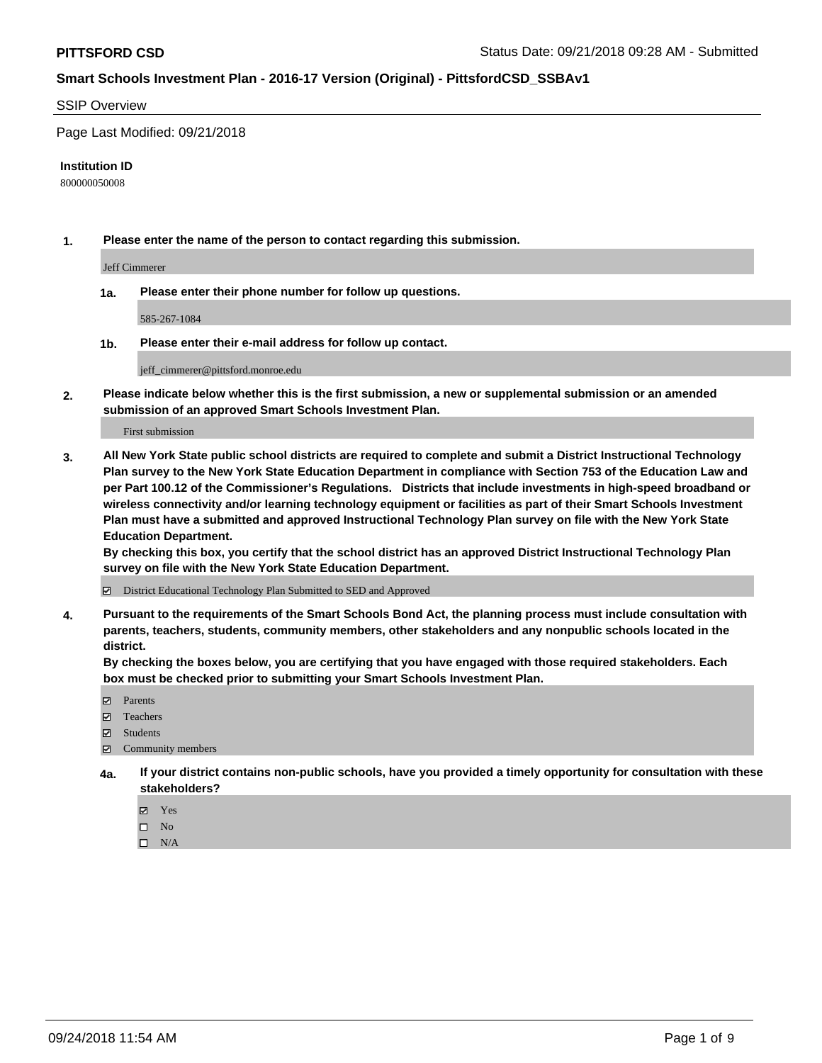## SSIP Overview

Page Last Modified: 09/21/2018

**Institution ID**

800000050008

**1. Please enter the name of the person to contact regarding this submission.**

Jeff Cimmerer

**1a. Please enter their phone number for follow up questions.**

585-267-1084

**1b. Please enter their e-mail address for follow up contact.**

jeff_cimmerer@pittsford.monroe.edu

**2. Please indicate below whether this is the first submission, a new or supplemental submission or an amended submission of an approved Smart Schools Investment Plan.**

First submission

**3. All New York State public school districts are required to complete and submit a District Instructional Technology Plan survey to the New York State Education Department in compliance with Section 753 of the Education Law and per Part 100.12 of the Commissioner's Regulations. Districts that include investments in high-speed broadband or wireless connectivity and/or learning technology equipment or facilities as part of their Smart Schools Investment Plan must have a submitted and approved Instructional Technology Plan survey on file with the New York State Education Department.**
**By checking this box, you certify that the school district has an approved District Instructional Technology Plan survey on file with the New York State Education Department.**

- [x] District Educational Technology Plan Submitted to SED and Approved

**4. Pursuant to the requirements of the Smart Schools Bond Act, the planning process must include consultation with parents, teachers, students, community members, other stakeholders and any nonpublic schools located in the district.**
**By checking the boxes below, you are certifying that you have engaged with those required stakeholders. Each box must be checked prior to submitting your Smart Schools Investment Plan.**

- [x] Parents
- [x] Teachers
- [x] Students
- [x] Community members

**4a. If your district contains non-public schools, have you provided a timely opportunity for consultation with these stakeholders?**

- [x] Yes
- [ ] No
- [ ] N/A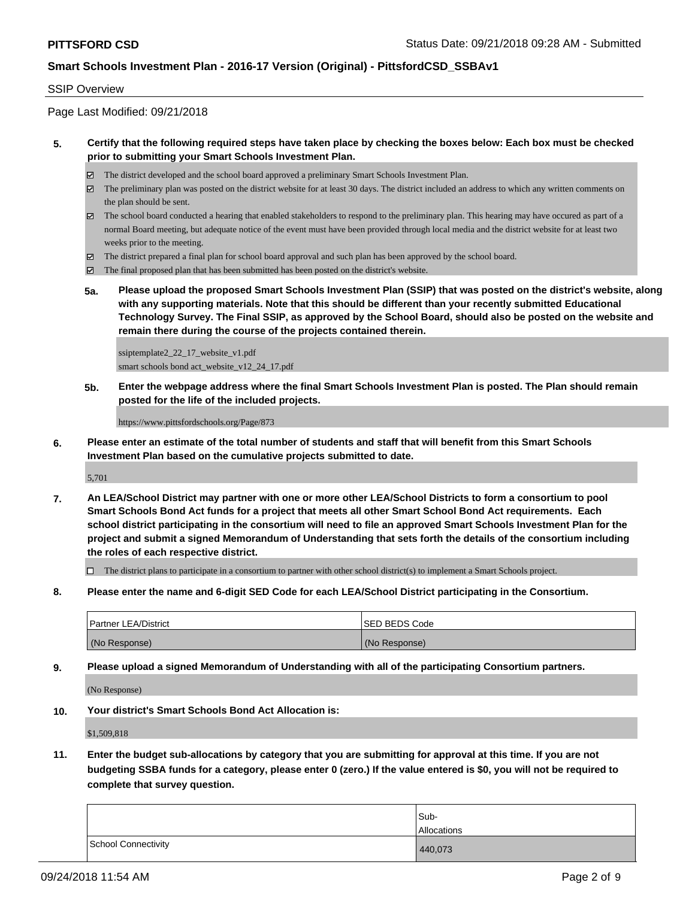**SSIP Overview**

Page Last Modified: 09/21/2018

**5. Certify that the following required steps have taken place by checking the boxes below: Each box must be checked prior to submitting your Smart Schools Investment Plan.**

- ☑ The district developed and the school board approved a preliminary Smart Schools Investment Plan.
- ☑ The preliminary plan was posted on the district website for at least 30 days. The district included an address to which any written comments on the plan should be sent.
- ☑ The school board conducted a hearing that enabled stakeholders to respond to the preliminary plan. This hearing may have occured as part of a normal Board meeting, but adequate notice of the event must have been provided through local media and the district website for at least two weeks prior to the meeting.
- ☑ The district prepared a final plan for school board approval and such plan has been approved by the school board.
- ☑ The final proposed plan that has been submitted has been posted on the district's website.

**5a. Please upload the proposed Smart Schools Investment Plan (SSIP) that was posted on the district's website, along with any supporting materials. Note that this should be different than your recently submitted Educational Technology Survey. The Final SSIP, as approved by the School Board, should also be posted on the website and remain there during the course of the projects contained therein.**

ssiptemplate2_22_17_website_v1.pdf
smart schools bond act_website_v12_24_17.pdf

**5b. Enter the webpage address where the final Smart Schools Investment Plan is posted. The Plan should remain posted for the life of the included projects.**

https://www.pittsfordschools.org/Page/873

**6. Please enter an estimate of the total number of students and staff that will benefit from this Smart Schools Investment Plan based on the cumulative projects submitted to date.**

5,701

**7. An LEA/School District may partner with one or more other LEA/School Districts to form a consortium to pool Smart Schools Bond Act funds for a project that meets all other Smart School Bond Act requirements. Each school district participating in the consortium will need to file an approved Smart Schools Investment Plan for the project and submit a signed Memorandum of Understanding that sets forth the details of the consortium including the roles of each respective district.**

- ☐ The district plans to participate in a consortium to partner with other school district(s) to implement a Smart Schools project.

**8. Please enter the name and 6-digit SED Code for each LEA/School District participating in the Consortium.**

| Partner LEA/District | SED BEDS Code |
|---|---|
| (No Response) | (No Response) |

**9. Please upload a signed Memorandum of Understanding with all of the participating Consortium partners.**

(No Response)

**10. Your district's Smart Schools Bond Act Allocation is:**

$1,509,818

**11. Enter the budget sub-allocations by category that you are submitting for approval at this time. If you are not budgeting SSBA funds for a category, please enter 0 (zero.) If the value entered is $0, you will not be required to complete that survey question.**

| | Sub-Allocations |
|---|---|
| School Connectivity | 440,073 |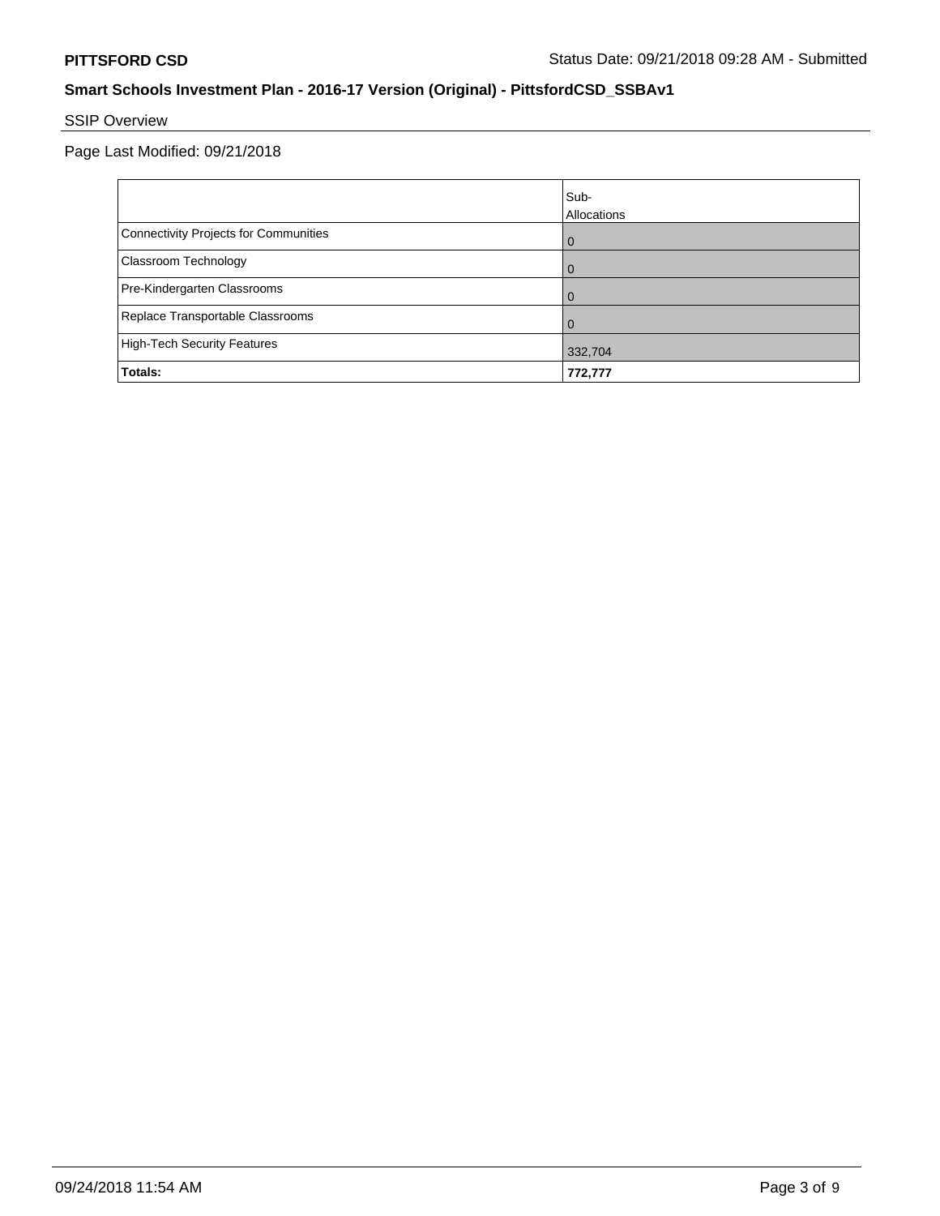## SSIP Overview

Page Last Modified: 09/21/2018

| | Sub-Allocations |
|---|---|
| Connectivity Projects for Communities | 0 |
| Classroom Technology | 0 |
| Pre-Kindergarten Classrooms | 0 |
| Replace Transportable Classrooms | 0 |
| High-Tech Security Features | 332,704 |
| **Totals:** | **772,777** |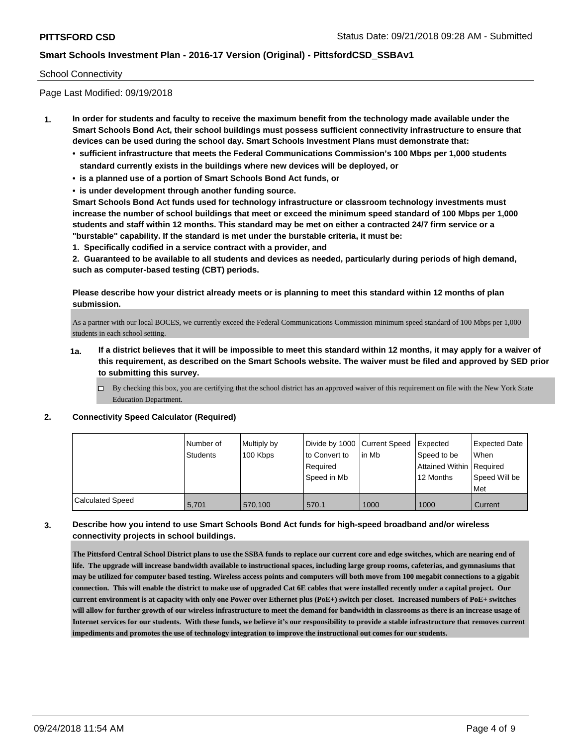School Connectivity

Page Last Modified: 09/19/2018

1. **In order for students and faculty to receive the maximum benefit from the technology made available under the Smart Schools Bond Act, their school buildings must possess sufficient connectivity infrastructure to ensure that devices can be used during the school day. Smart Schools Investment Plans must demonstrate that:**
   - **sufficient infrastructure that meets the Federal Communications Commission's 100 Mbps per 1,000 students standard currently exists in the buildings where new devices will be deployed, or**
   - **is a planned use of a portion of Smart Schools Bond Act funds, or**
   - **is under development through another funding source.**

   **Smart Schools Bond Act funds used for technology infrastructure or classroom technology investments must increase the number of school buildings that meet or exceed the minimum speed standard of 100 Mbps per 1,000 students and staff within 12 months. This standard may be met on either a contracted 24/7 firm service or a "burstable" capability. If the standard is met under the burstable criteria, it must be:**

   **1. Specifically codified in a service contract with a provider, and**

   **2. Guaranteed to be available to all students and devices as needed, particularly during periods of high demand, such as computer-based testing (CBT) periods.**

   **Please describe how your district already meets or is planning to meet this standard within 12 months of plan submission.**

   As a partner with our local BOCES, we currently exceed the Federal Communications Commission minimum speed standard of 100 Mbps per 1,000 students in each school setting.

   **1a. If a district believes that it will be impossible to meet this standard within 12 months, it may apply for a waiver of this requirement, as described on the Smart Schools website. The waiver must be filed and approved by SED prior to submitting this survey.**

   ☐ By checking this box, you are certifying that the school district has an approved waiver of this requirement on file with the New York State Education Department.

2. **Connectivity Speed Calculator (Required)**

| | Number of Students | Multiply by 100 Kbps | Divide by 1000 to Convert to Required Speed in Mb | Current Speed in Mb | Expected Speed to be Attained Within 12 Months | Expected Date When Required Speed Will be Met |
|---|---|---|---|---|---|---|
| Calculated Speed | 5,701 | 570,100 | 570.1 | 1000 | 1000 | Current |

3. **Describe how you intend to use Smart Schools Bond Act funds for high-speed broadband and/or wireless connectivity projects in school buildings.**

   **The Pittsford Central School District plans to use the SSBA funds to replace our current core and edge switches, which are nearing end of life. The upgrade will increase bandwidth available to instructional spaces, including large group rooms, cafeterias, and gymnasiums that may be utilized for computer based testing. Wireless access points and computers will both move from 100 megabit connections to a gigabit connection. This will enable the district to make use of upgraded Cat 6E cables that were installed recently under a capital project. Our current environment is at capacity with only one Power over Ethernet plus (PoE+) switch per closet. Increased numbers of PoE+ switches will allow for further growth of our wireless infrastructure to meet the demand for bandwidth in classrooms as there is an increase usage of Internet services for our students. With these funds, we believe it's our responsibility to provide a stable infrastructure that removes current impediments and promotes the use of technology integration to improve the instructional out comes for our students.**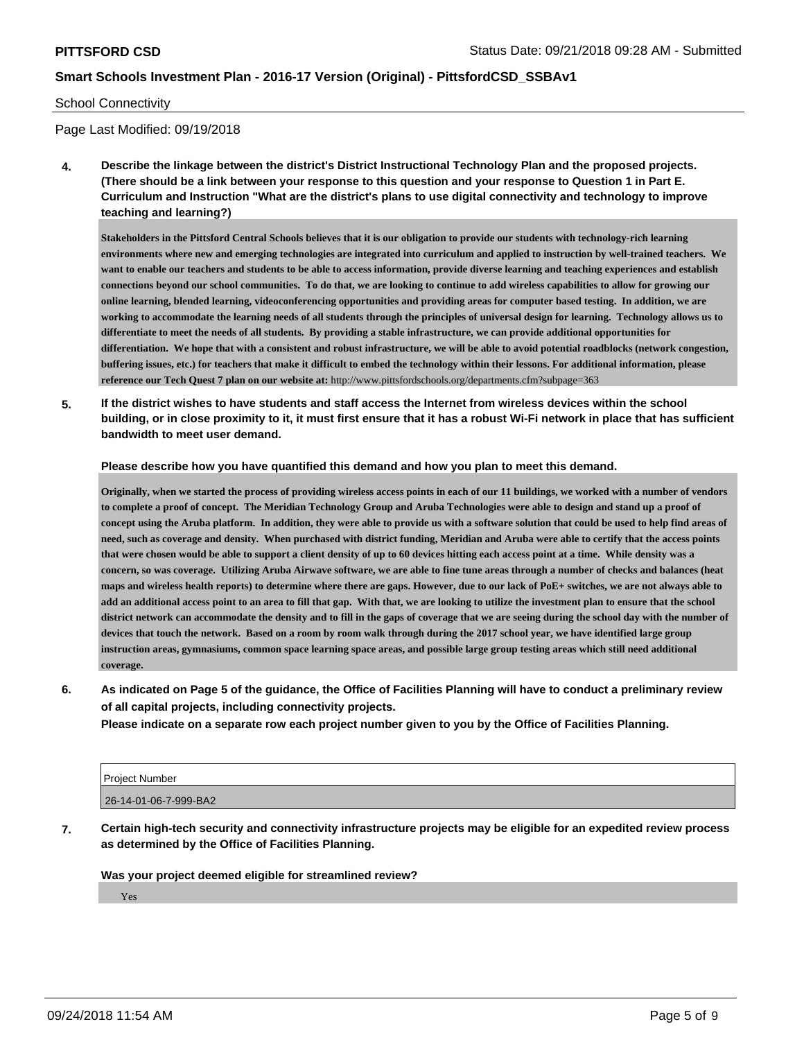School Connectivity

Page Last Modified: 09/19/2018

**4. Describe the linkage between the district's District Instructional Technology Plan and the proposed projects. (There should be a link between your response to this question and your response to Question 1 in Part E. Curriculum and Instruction "What are the district's plans to use digital connectivity and technology to improve teaching and learning?)**

**Stakeholders in the Pittsford Central Schools believes that it is our obligation to provide our students with technology-rich learning environments where new and emerging technologies are integrated into curriculum and applied to instruction by well-trained teachers. We want to enable our teachers and students to be able to access information, provide diverse learning and teaching experiences and establish connections beyond our school communities. To do that, we are looking to continue to add wireless capabilities to allow for growing our online learning, blended learning, videoconferencing opportunities and providing areas for computer based testing. In addition, we are working to accommodate the learning needs of all students through the principles of universal design for learning. Technology allows us to differentiate to meet the needs of all students. By providing a stable infrastructure, we can provide additional opportunities for differentiation. We hope that with a consistent and robust infrastructure, we will be able to avoid potential roadblocks (network congestion, buffering issues, etc.) for teachers that make it difficult to embed the technology within their lessons. For additional information, please reference our Tech Quest 7 plan on our website at:** http://www.pittsfordschools.org/departments.cfm?subpage=363

**5. If the district wishes to have students and staff access the Internet from wireless devices within the school building, or in close proximity to it, it must first ensure that it has a robust Wi-Fi network in place that has sufficient bandwidth to meet user demand.**

**Please describe how you have quantified this demand and how you plan to meet this demand.**

**Originally, when we started the process of providing wireless access points in each of our 11 buildings, we worked with a number of vendors to complete a proof of concept. The Meridian Technology Group and Aruba Technologies were able to design and stand up a proof of concept using the Aruba platform. In addition, they were able to provide us with a software solution that could be used to help find areas of need, such as coverage and density. When purchased with district funding, Meridian and Aruba were able to certify that the access points that were chosen would be able to support a client density of up to 60 devices hitting each access point at a time. While density was a concern, so was coverage. Utilizing Aruba Airwave software, we are able to fine tune areas through a number of checks and balances (heat maps and wireless health reports) to determine where there are gaps. However, due to our lack of PoE+ switches, we are not always able to add an additional access point to an area to fill that gap. With that, we are looking to utilize the investment plan to ensure that the school district network can accommodate the density and to fill in the gaps of coverage that we are seeing during the school day with the number of devices that touch the network. Based on a room by room walk through during the 2017 school year, we have identified large group instruction areas, gymnasiums, common space learning space areas, and possible large group testing areas which still need additional coverage.**

**6. As indicated on Page 5 of the guidance, the Office of Facilities Planning will have to conduct a preliminary review of all capital projects, including connectivity projects.**
**Please indicate on a separate row each project number given to you by the Office of Facilities Planning.**

| Project Number |
| --- |
| 26-14-01-06-7-999-BA2 |

**7. Certain high-tech security and connectivity infrastructure projects may be eligible for an expedited review process as determined by the Office of Facilities Planning.**

**Was your project deemed eligible for streamlined review?**

Yes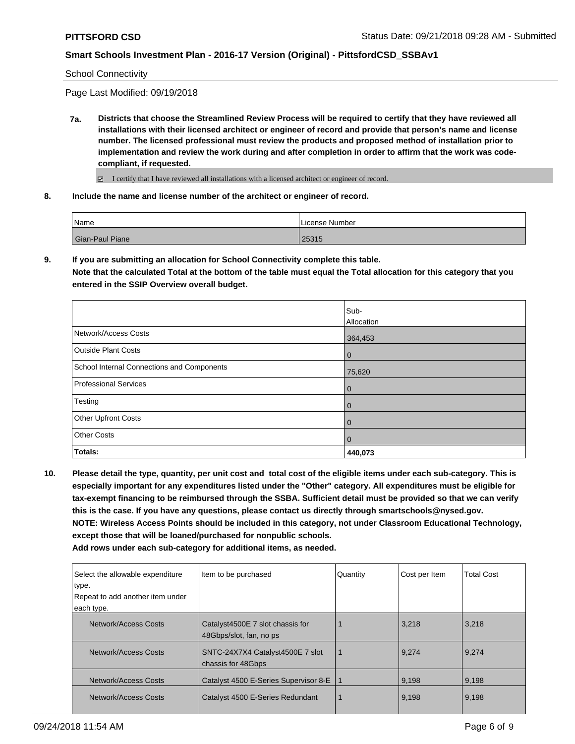School Connectivity

Page Last Modified: 09/19/2018

**7a.** **Districts that choose the Streamlined Review Process will be required to certify that they have reviewed all installations with their licensed architect or engineer of record and provide that person's name and license number. The licensed professional must review the products and proposed method of installation prior to implementation and review the work during and after completion in order to affirm that the work was code-compliant, if requested.**

☑ I certify that I have reviewed all installations with a licensed architect or engineer of record.

**8.** **Include the name and license number of the architect or engineer of record.**

| Name | License Number |
|---|---|
| Gian-Paul Piane | 25315 |

**9.** **If you are submitting an allocation for School Connectivity complete this table.**
**Note that the calculated Total at the bottom of the table must equal the Total allocation for this category that you entered in the SSIP Overview overall budget.**

| | Sub-Allocation |
|---|---|
| Network/Access Costs | 364,453 |
| Outside Plant Costs | 0 |
| School Internal Connections and Components | 75,620 |
| Professional Services | 0 |
| Testing | 0 |
| Other Upfront Costs | 0 |
| Other Costs | 0 |
| **Totals:** | **440,073** |

**10.** **Please detail the type, quantity, per unit cost and total cost of the eligible items under each sub-category. This is especially important for any expenditures listed under the "Other" category. All expenditures must be eligible for tax-exempt financing to be reimbursed through the SSBA. Sufficient detail must be provided so that we can verify this is the case. If you have any questions, please contact us directly through smartschools@nysed.gov.**
**NOTE: Wireless Access Points should be included in this category, not under Classroom Educational Technology, except those that will be loaned/purchased for nonpublic schools.**
**Add rows under each sub-category for additional items, as needed.**

| Select the allowable expenditure type. Repeat to add another item under each type. | Item to be purchased | Quantity | Cost per Item | Total Cost |
|---|---|---|---|---|
| Network/Access Costs | Catalyst4500E 7 slot chassis for 48Gbps/slot, fan, no ps | 1 | 3,218 | 3,218 |
| Network/Access Costs | SNTC-24X7X4 Catalyst4500E 7 slot chassis for 48Gbps | 1 | 9,274 | 9,274 |
| Network/Access Costs | Catalyst 4500 E-Series Supervisor 8-E | 1 | 9,198 | 9,198 |
| Network/Access Costs | Catalyst 4500 E-Series Redundant | 1 | 9,198 | 9,198 |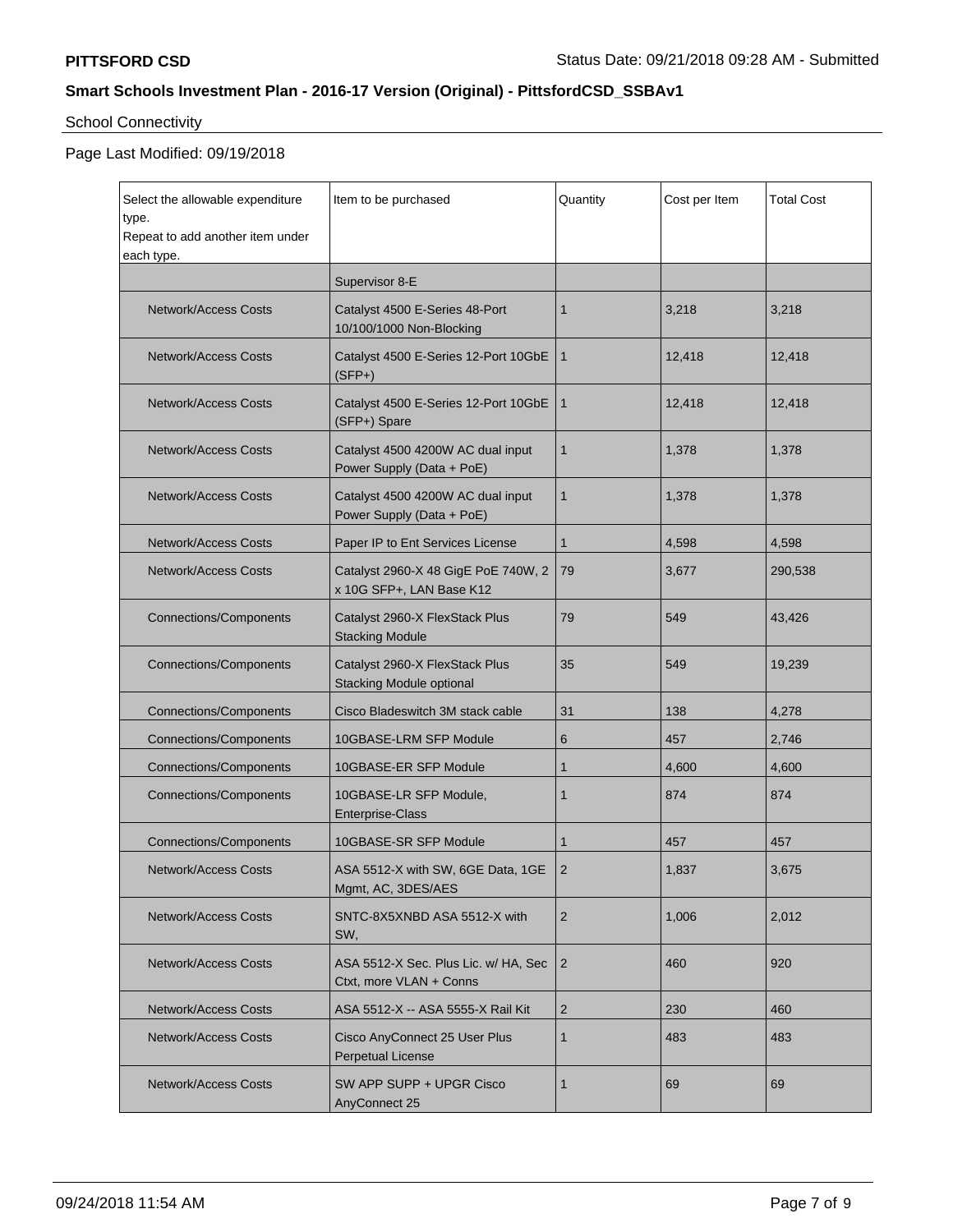School Connectivity

Page Last Modified: 09/19/2018

| Select the allowable expenditure type. Repeat to add another item under each type. | Item to be purchased | Quantity | Cost per Item | Total Cost |
|---|---|---|---|---|
| | Supervisor 8-E | | | |
| Network/Access Costs | Catalyst 4500 E-Series 48-Port 10/100/1000 Non-Blocking | 1 | 3,218 | 3,218 |
| Network/Access Costs | Catalyst 4500 E-Series 12-Port 10GbE (SFP+) | 1 | 12,418 | 12,418 |
| Network/Access Costs | Catalyst 4500 E-Series 12-Port 10GbE (SFP+) Spare | 1 | 12,418 | 12,418 |
| Network/Access Costs | Catalyst 4500 4200W AC dual input Power Supply (Data + PoE) | 1 | 1,378 | 1,378 |
| Network/Access Costs | Catalyst 4500 4200W AC dual input Power Supply (Data + PoE) | 1 | 1,378 | 1,378 |
| Network/Access Costs | Paper IP to Ent Services License | 1 | 4,598 | 4,598 |
| Network/Access Costs | Catalyst 2960-X 48 GigE PoE 740W, 2 x 10G SFP+, LAN Base K12 | 79 | 3,677 | 290,538 |
| Connections/Components | Catalyst 2960-X FlexStack Plus Stacking Module | 79 | 549 | 43,426 |
| Connections/Components | Catalyst 2960-X FlexStack Plus Stacking Module optional | 35 | 549 | 19,239 |
| Connections/Components | Cisco Bladeswitch 3M stack cable | 31 | 138 | 4,278 |
| Connections/Components | 10GBASE-LRM SFP Module | 6 | 457 | 2,746 |
| Connections/Components | 10GBASE-ER SFP Module | 1 | 4,600 | 4,600 |
| Connections/Components | 10GBASE-LR SFP Module, Enterprise-Class | 1 | 874 | 874 |
| Connections/Components | 10GBASE-SR SFP Module | 1 | 457 | 457 |
| Network/Access Costs | ASA 5512-X with SW, 6GE Data, 1GE Mgmt, AC, 3DES/AES | 2 | 1,837 | 3,675 |
| Network/Access Costs | SNTC-8X5XNBD ASA 5512-X with SW, | 2 | 1,006 | 2,012 |
| Network/Access Costs | ASA 5512-X Sec. Plus Lic. w/ HA, Sec Ctxt, more VLAN + Conns | 2 | 460 | 920 |
| Network/Access Costs | ASA 5512-X -- ASA 5555-X Rail Kit | 2 | 230 | 460 |
| Network/Access Costs | Cisco AnyConnect 25 User Plus Perpetual License | 1 | 483 | 483 |
| Network/Access Costs | SW APP SUPP + UPGR Cisco AnyConnect 25 | 1 | 69 | 69 |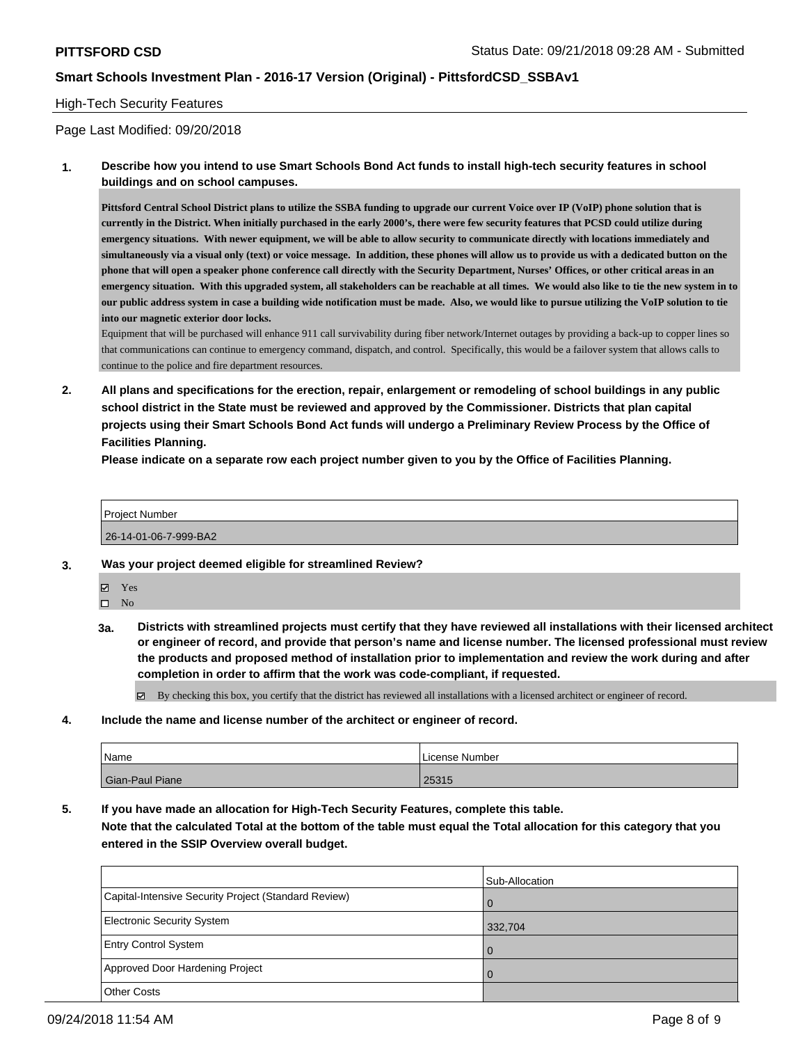## High-Tech Security Features

Page Last Modified: 09/20/2018

**1. Describe how you intend to use Smart Schools Bond Act funds to install high-tech security features in school buildings and on school campuses.**

**Pittsford Central School District plans to utilize the SSBA funding to upgrade our current Voice over IP (VoIP) phone solution that is currently in the District. When initially purchased in the early 2000's, there were few security features that PCSD could utilize during emergency situations. With newer equipment, we will be able to allow security to communicate directly with locations immediately and simultaneously via a visual only (text) or voice message. In addition, these phones will allow us to provide us with a dedicated button on the phone that will open a speaker phone conference call directly with the Security Department, Nurses' Offices, or other critical areas in an emergency situation. With this upgraded system, all stakeholders can be reachable at all times. We would also like to tie the new system in to our public address system in case a building wide notification must be made. Also, we would like to pursue utilizing the VoIP solution to tie into our magnetic exterior door locks.**

Equipment that will be purchased will enhance 911 call survivability during fiber network/Internet outages by providing a back-up to copper lines so that communications can continue to emergency command, dispatch, and control. Specifically, this would be a failover system that allows calls to continue to the police and fire department resources.

**2. All plans and specifications for the erection, repair, enlargement or remodeling of school buildings in any public school district in the State must be reviewed and approved by the Commissioner. Districts that plan capital projects using their Smart Schools Bond Act funds will undergo a Preliminary Review Process by the Office of Facilities Planning.**

**Please indicate on a separate row each project number given to you by the Office of Facilities Planning.**

| Project Number |
|---|
| 26-14-01-06-7-999-BA2 |

**3. Was your project deemed eligible for streamlined Review?**

- ☑ Yes
- ☐ No

**3a. Districts with streamlined projects must certify that they have reviewed all installations with their licensed architect or engineer of record, and provide that person's name and license number. The licensed professional must review the products and proposed method of installation prior to implementation and review the work during and after completion in order to affirm that the work was code-compliant, if requested.**

- ☑ By checking this box, you certify that the district has reviewed all installations with a licensed architect or engineer of record.

**4. Include the name and license number of the architect or engineer of record.**

| Name | License Number |
|---|---|
| Gian-Paul Piane | 25315 |

**5. If you have made an allocation for High-Tech Security Features, complete this table.**

**Note that the calculated Total at the bottom of the table must equal the Total allocation for this category that you entered in the SSIP Overview overall budget.**

| | Sub-Allocation |
|---|---|
| Capital-Intensive Security Project (Standard Review) | 0 |
| Electronic Security System | 332,704 |
| Entry Control System | 0 |
| Approved Door Hardening Project | 0 |
| Other Costs | |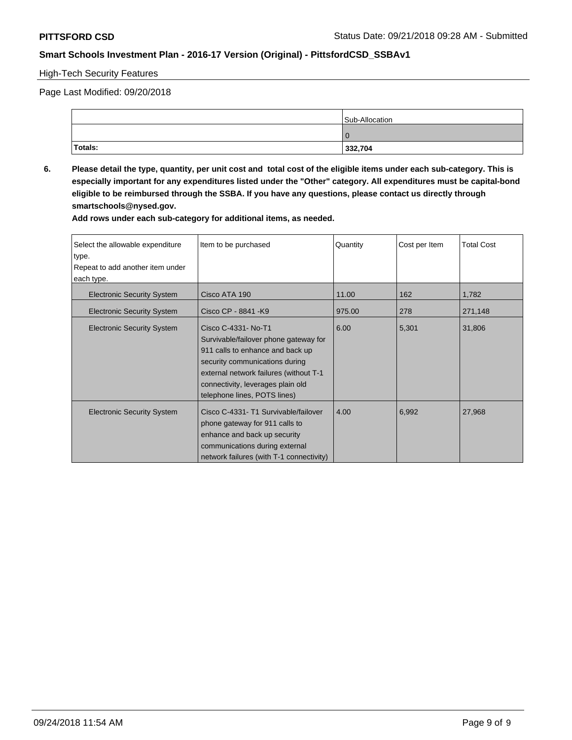High-Tech Security Features

Page Last Modified: 09/20/2018

| | |
|---|---|
| | Sub-Allocation |
| | 0 |
| **Totals:** | **332,704** |

**6. Please detail the type, quantity, per unit cost and total cost of the eligible items under each sub-category. This is especially important for any expenditures listed under the "Other" category. All expenditures must be capital-bond eligible to be reimbursed through the SSBA. If you have any questions, please contact us directly through smartschools@nysed.gov.**

**Add rows under each sub-category for additional items, as needed.**

| Select the allowable expenditure type. Repeat to add another item under each type. | Item to be purchased | Quantity | Cost per Item | Total Cost |
|---|---|---|---|---|
| Electronic Security System | Cisco ATA 190 | 11.00 | 162 | 1,782 |
| Electronic Security System | Cisco CP - 8841 -K9 | 975.00 | 278 | 271,148 |
| Electronic Security System | Cisco C-4331- No-T1 Survivable/failover phone gateway for 911 calls to enhance and back up security communications during external network failures (without T-1 connectivity, leverages plain old telephone lines, POTS lines) | 6.00 | 5,301 | 31,806 |
| Electronic Security System | Cisco C-4331- T1 Survivable/failover phone gateway for 911 calls to enhance and back up security communications during external network failures (with T-1 connectivity) | 4.00 | 6,992 | 27,968 |